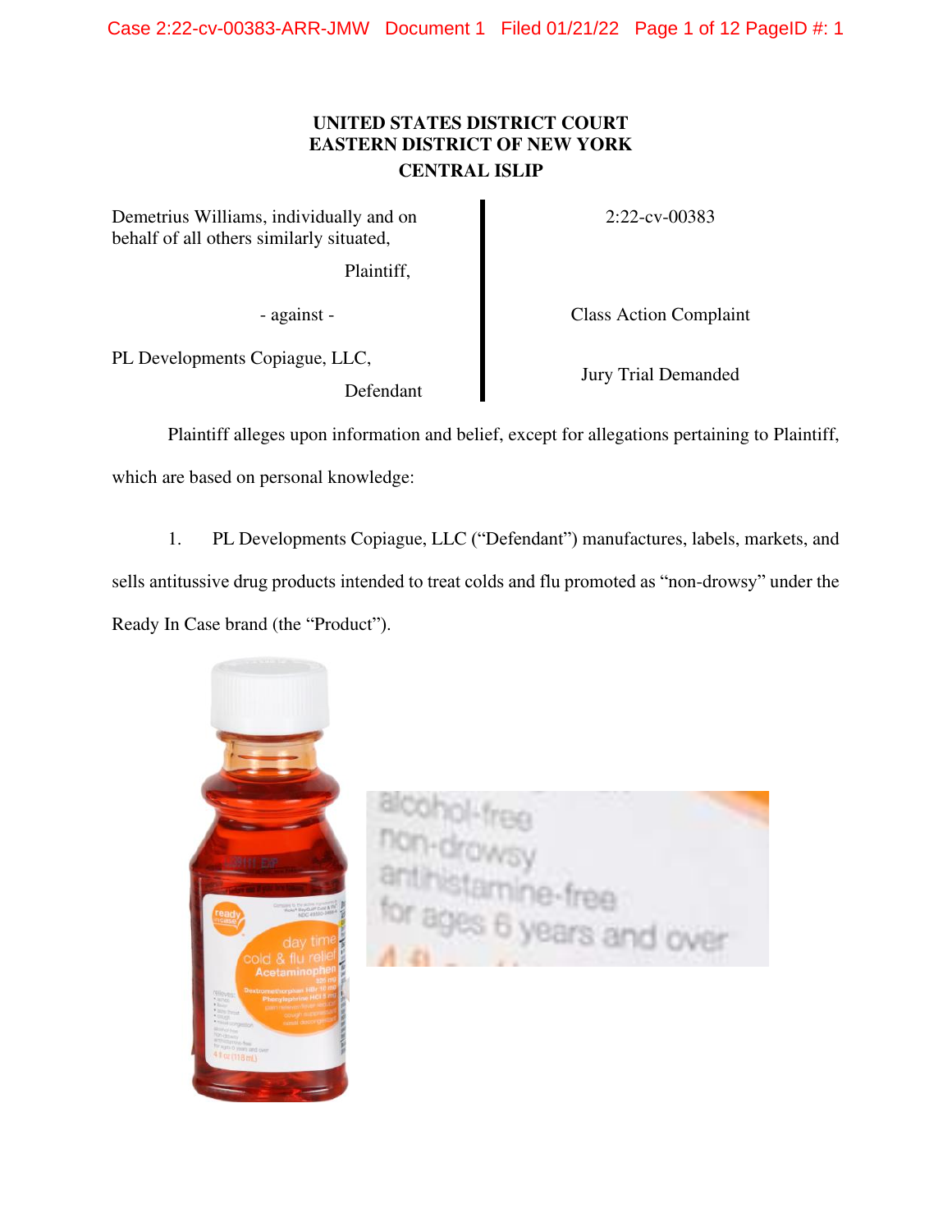# UNITED STATES DISTRICT COURT
# EASTERN DISTRICT OF NEW YORK
# CENTRAL ISLIP

| | |
|---|---|
| Demetrius Williams, individually and on behalf of all others similarly situated,<br><br>Plaintiff,<br><br>- against -<br><br>PL Developments Copiague, LLC,<br><br>Defendant | 2:22-cv-00383<br><br>Class Action Complaint<br><br>Jury Trial Demanded |

Plaintiff alleges upon information and belief, except for allegations pertaining to Plaintiff, which are based on personal knowledge:

1. PL Developments Copiague, LLC ("Defendant") manufactures, labels, markets, and sells antitussive drug products intended to treat colds and flu promoted as "non-drowsy" under the Ready In Case brand (the "Product").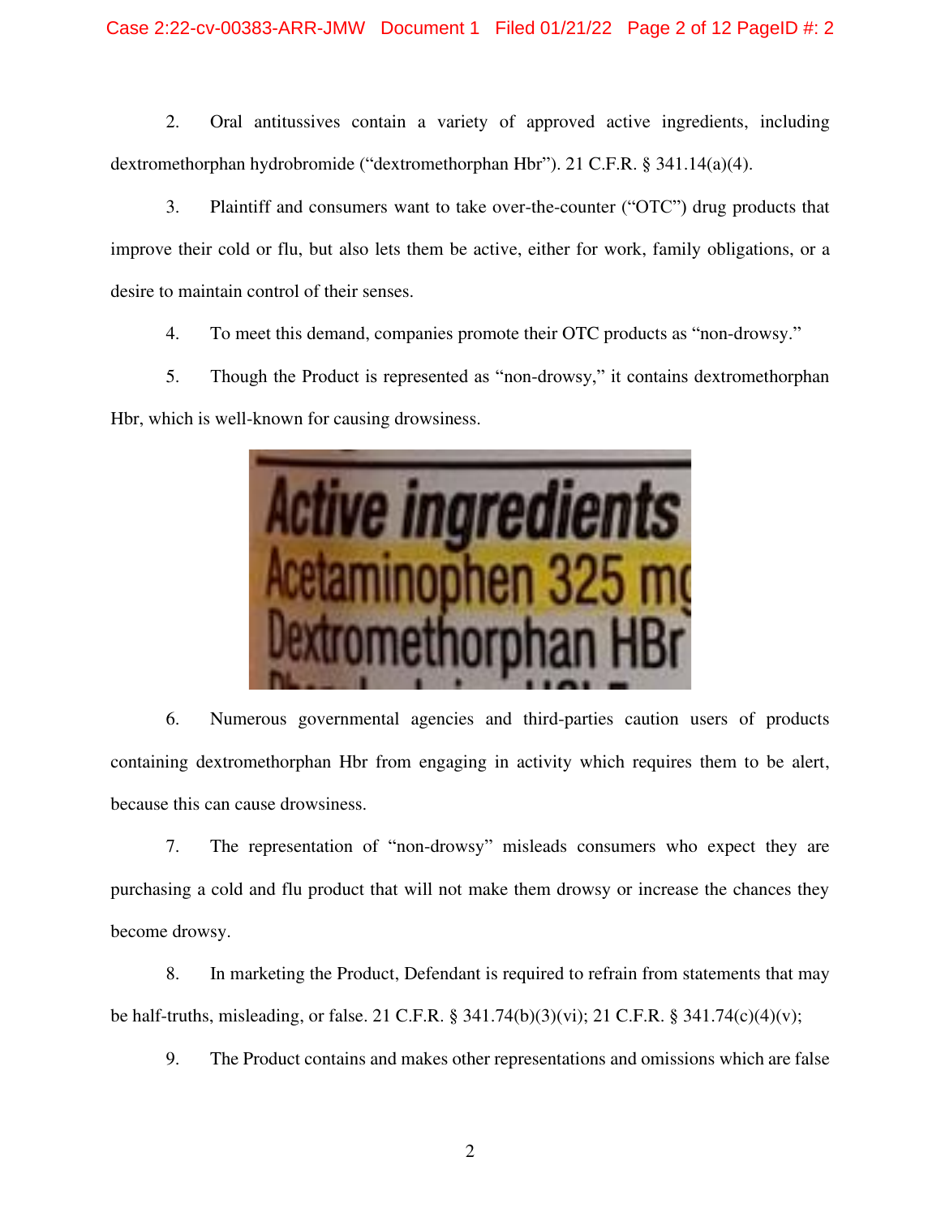2. Oral antitussives contain a variety of approved active ingredients, including dextromethorphan hydrobromide ("dextromethorphan Hbr"). 21 C.F.R. § 341.14(a)(4).

3. Plaintiff and consumers want to take over-the-counter ("OTC") drug products that improve their cold or flu, but also lets them be active, either for work, family obligations, or a desire to maintain control of their senses.

4. To meet this demand, companies promote their OTC products as "non-drowsy."

5. Though the Product is represented as "non-drowsy," it contains dextromethorphan Hbr, which is well-known for causing drowsiness.

Active ingredients
Acetaminophen 325 mg
Dextromethorphan HBr

6. Numerous governmental agencies and third-parties caution users of products containing dextromethorphan Hbr from engaging in activity which requires them to be alert, because this can cause drowsiness.

7. The representation of "non-drowsy" misleads consumers who expect they are purchasing a cold and flu product that will not make them drowsy or increase the chances they become drowsy.

8. In marketing the Product, Defendant is required to refrain from statements that may be half-truths, misleading, or false. 21 C.F.R. § 341.74(b)(3)(vi); 21 C.F.R. § 341.74(c)(4)(v);

9. The Product contains and makes other representations and omissions which are false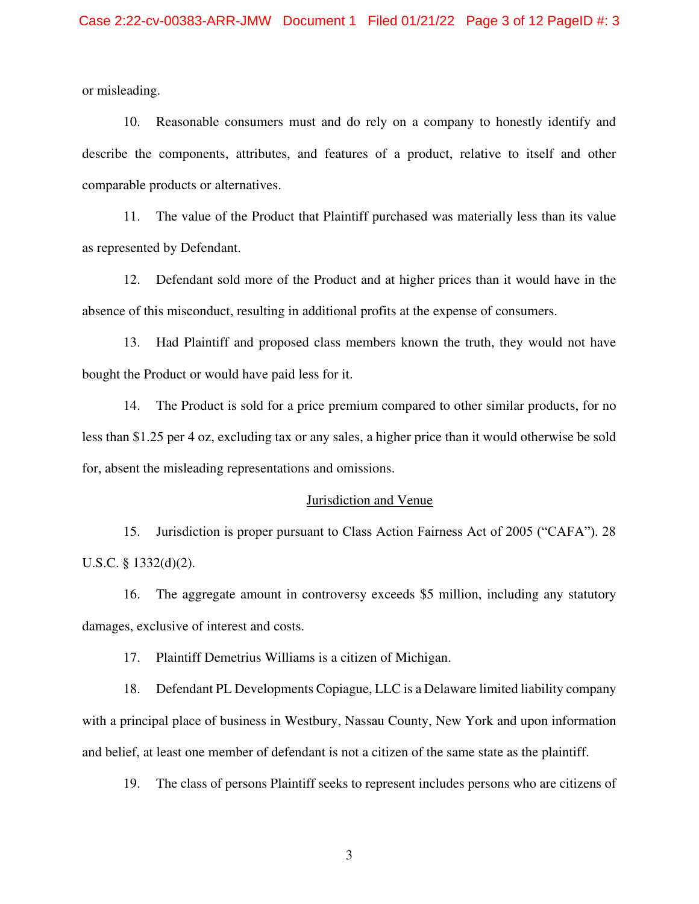or misleading.

10. Reasonable consumers must and do rely on a company to honestly identify and describe the components, attributes, and features of a product, relative to itself and other comparable products or alternatives.

11. The value of the Product that Plaintiff purchased was materially less than its value as represented by Defendant.

12. Defendant sold more of the Product and at higher prices than it would have in the absence of this misconduct, resulting in additional profits at the expense of consumers.

13. Had Plaintiff and proposed class members known the truth, they would not have bought the Product or would have paid less for it.

14. The Product is sold for a price premium compared to other similar products, for no less than $1.25 per 4 oz, excluding tax or any sales, a higher price than it would otherwise be sold for, absent the misleading representations and omissions.

<u>Jurisdiction and Venue</u>

15. Jurisdiction is proper pursuant to Class Action Fairness Act of 2005 ("CAFA"). 28 U.S.C. § 1332(d)(2).

16. The aggregate amount in controversy exceeds $5 million, including any statutory damages, exclusive of interest and costs.

17. Plaintiff Demetrius Williams is a citizen of Michigan.

18. Defendant PL Developments Copiague, LLC is a Delaware limited liability company with a principal place of business in Westbury, Nassau County, New York and upon information and belief, at least one member of defendant is not a citizen of the same state as the plaintiff.

19. The class of persons Plaintiff seeks to represent includes persons who are citizens of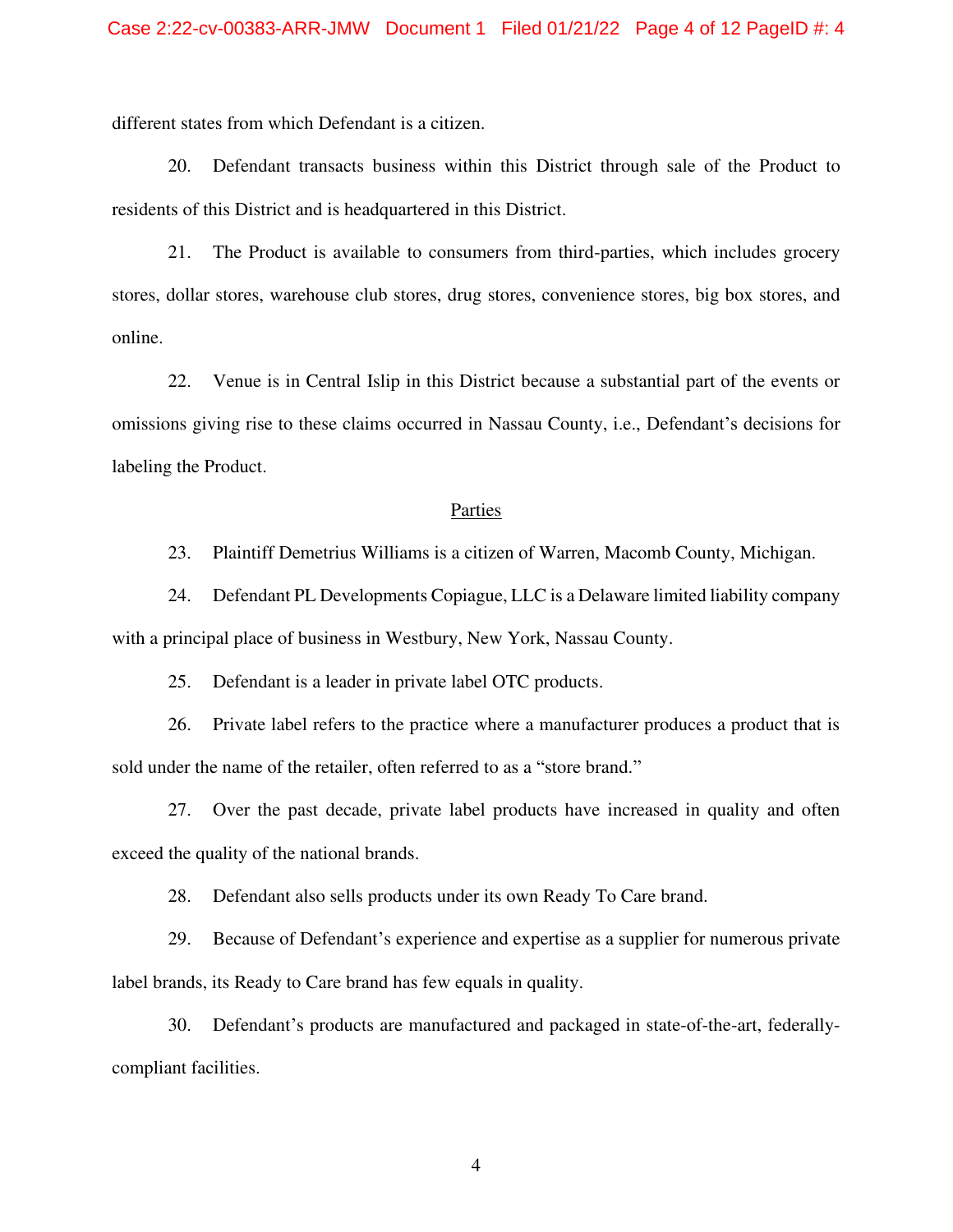different states from which Defendant is a citizen.

20. Defendant transacts business within this District through sale of the Product to residents of this District and is headquartered in this District.

21. The Product is available to consumers from third-parties, which includes grocery stores, dollar stores, warehouse club stores, drug stores, convenience stores, big box stores, and online.

22. Venue is in Central Islip in this District because a substantial part of the events or omissions giving rise to these claims occurred in Nassau County, i.e., Defendant's decisions for labeling the Product.

## Parties

23. Plaintiff Demetrius Williams is a citizen of Warren, Macomb County, Michigan.

24. Defendant PL Developments Copiague, LLC is a Delaware limited liability company with a principal place of business in Westbury, New York, Nassau County.

25. Defendant is a leader in private label OTC products.

26. Private label refers to the practice where a manufacturer produces a product that is sold under the name of the retailer, often referred to as a "store brand."

27. Over the past decade, private label products have increased in quality and often exceed the quality of the national brands.

28. Defendant also sells products under its own Ready To Care brand.

29. Because of Defendant's experience and expertise as a supplier for numerous private label brands, its Ready to Care brand has few equals in quality.

30. Defendant's products are manufactured and packaged in state-of-the-art, federally-compliant facilities.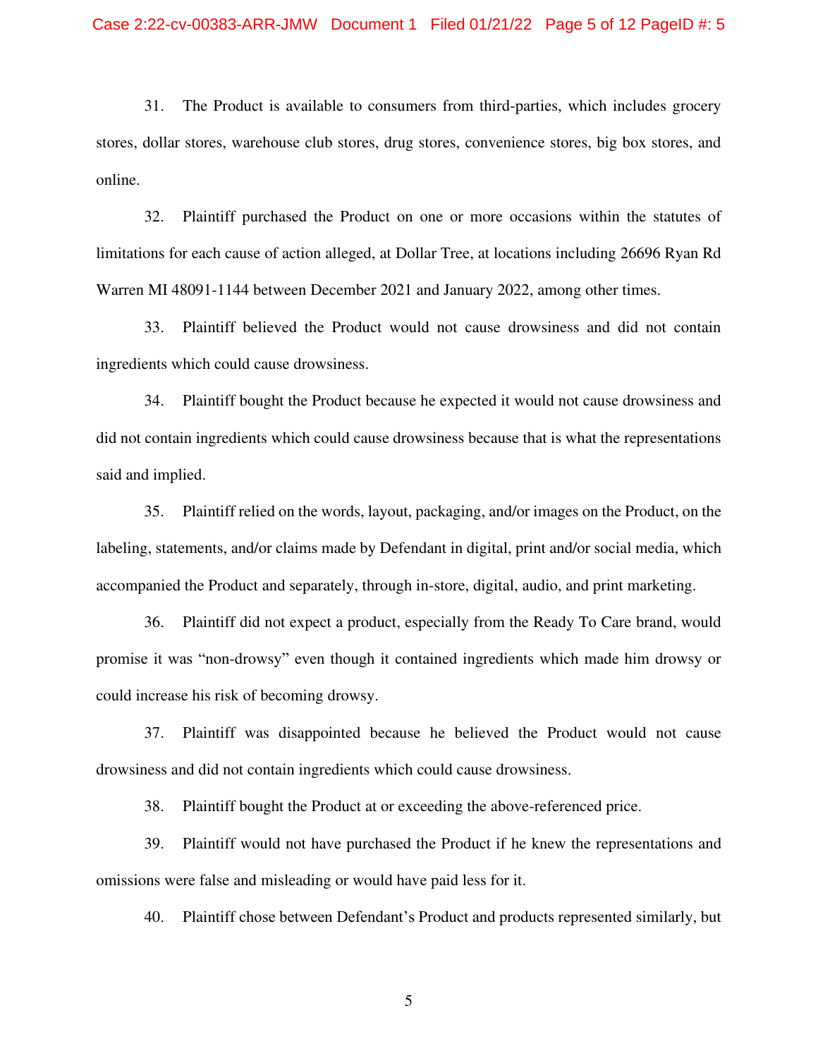31. The Product is available to consumers from third-parties, which includes grocery stores, dollar stores, warehouse club stores, drug stores, convenience stores, big box stores, and online.

32. Plaintiff purchased the Product on one or more occasions within the statutes of limitations for each cause of action alleged, at Dollar Tree, at locations including 26696 Ryan Rd Warren MI 48091-1144 between December 2021 and January 2022, among other times.

33. Plaintiff believed the Product would not cause drowsiness and did not contain ingredients which could cause drowsiness.

34. Plaintiff bought the Product because he expected it would not cause drowsiness and did not contain ingredients which could cause drowsiness because that is what the representations said and implied.

35. Plaintiff relied on the words, layout, packaging, and/or images on the Product, on the labeling, statements, and/or claims made by Defendant in digital, print and/or social media, which accompanied the Product and separately, through in-store, digital, audio, and print marketing.

36. Plaintiff did not expect a product, especially from the Ready To Care brand, would promise it was "non-drowsy" even though it contained ingredients which made him drowsy or could increase his risk of becoming drowsy.

37. Plaintiff was disappointed because he believed the Product would not cause drowsiness and did not contain ingredients which could cause drowsiness.

38. Plaintiff bought the Product at or exceeding the above-referenced price.

39. Plaintiff would not have purchased the Product if he knew the representations and omissions were false and misleading or would have paid less for it.

40. Plaintiff chose between Defendant's Product and products represented similarly, but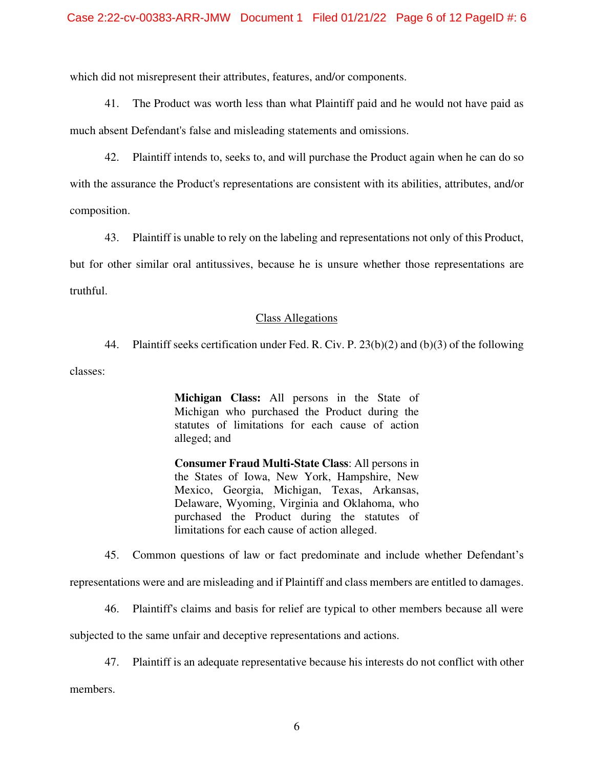which did not misrepresent their attributes, features, and/or components.

41. The Product was worth less than what Plaintiff paid and he would not have paid as much absent Defendant's false and misleading statements and omissions.

42. Plaintiff intends to, seeks to, and will purchase the Product again when he can do so with the assurance the Product's representations are consistent with its abilities, attributes, and/or composition.

43. Plaintiff is unable to rely on the labeling and representations not only of this Product, but for other similar oral antitussives, because he is unsure whether those representations are truthful.

## Class Allegations

44. Plaintiff seeks certification under Fed. R. Civ. P. 23(b)(2) and (b)(3) of the following classes:

> **Michigan Class:** All persons in the State of Michigan who purchased the Product during the statutes of limitations for each cause of action alleged; and
>
> **Consumer Fraud Multi-State Class**: All persons in the States of Iowa, New York, Hampshire, New Mexico, Georgia, Michigan, Texas, Arkansas, Delaware, Wyoming, Virginia and Oklahoma, who purchased the Product during the statutes of limitations for each cause of action alleged.

45. Common questions of law or fact predominate and include whether Defendant's representations were and are misleading and if Plaintiff and class members are entitled to damages.

46. Plaintiff's claims and basis for relief are typical to other members because all were subjected to the same unfair and deceptive representations and actions.

47. Plaintiff is an adequate representative because his interests do not conflict with other members.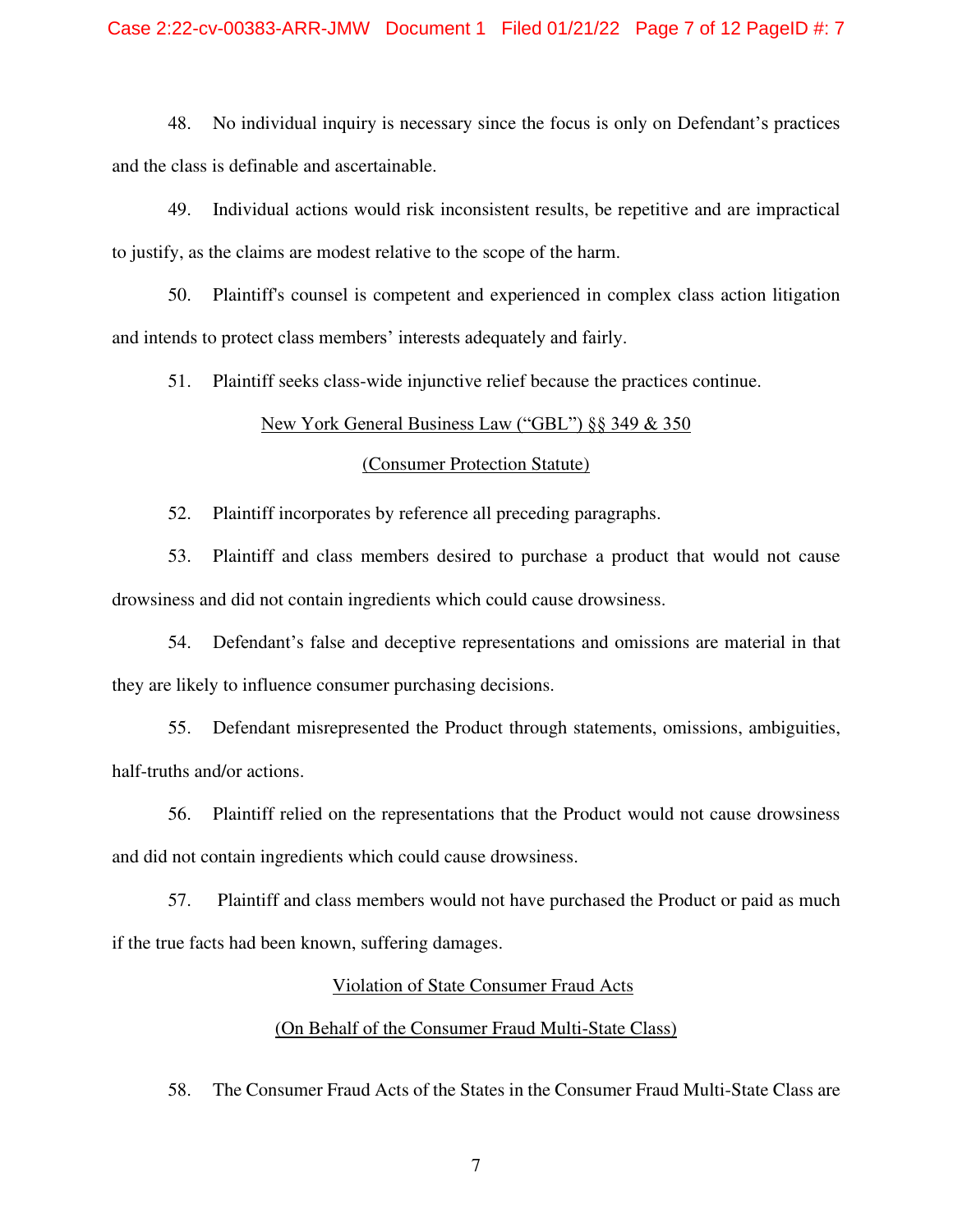48. No individual inquiry is necessary since the focus is only on Defendant's practices and the class is definable and ascertainable.

49. Individual actions would risk inconsistent results, be repetitive and are impractical to justify, as the claims are modest relative to the scope of the harm.

50. Plaintiff's counsel is competent and experienced in complex class action litigation and intends to protect class members' interests adequately and fairly.

51. Plaintiff seeks class-wide injunctive relief because the practices continue.

<u>New York General Business Law ("GBL") §§ 349 & 350</u>

<u>(Consumer Protection Statute)</u>

52. Plaintiff incorporates by reference all preceding paragraphs.

53. Plaintiff and class members desired to purchase a product that would not cause drowsiness and did not contain ingredients which could cause drowsiness.

54. Defendant's false and deceptive representations and omissions are material in that they are likely to influence consumer purchasing decisions.

55. Defendant misrepresented the Product through statements, omissions, ambiguities, half-truths and/or actions.

56. Plaintiff relied on the representations that the Product would not cause drowsiness and did not contain ingredients which could cause drowsiness.

57. Plaintiff and class members would not have purchased the Product or paid as much if the true facts had been known, suffering damages.

<u>Violation of State Consumer Fraud Acts</u>

<u>(On Behalf of the Consumer Fraud Multi-State Class)</u>

58. The Consumer Fraud Acts of the States in the Consumer Fraud Multi-State Class are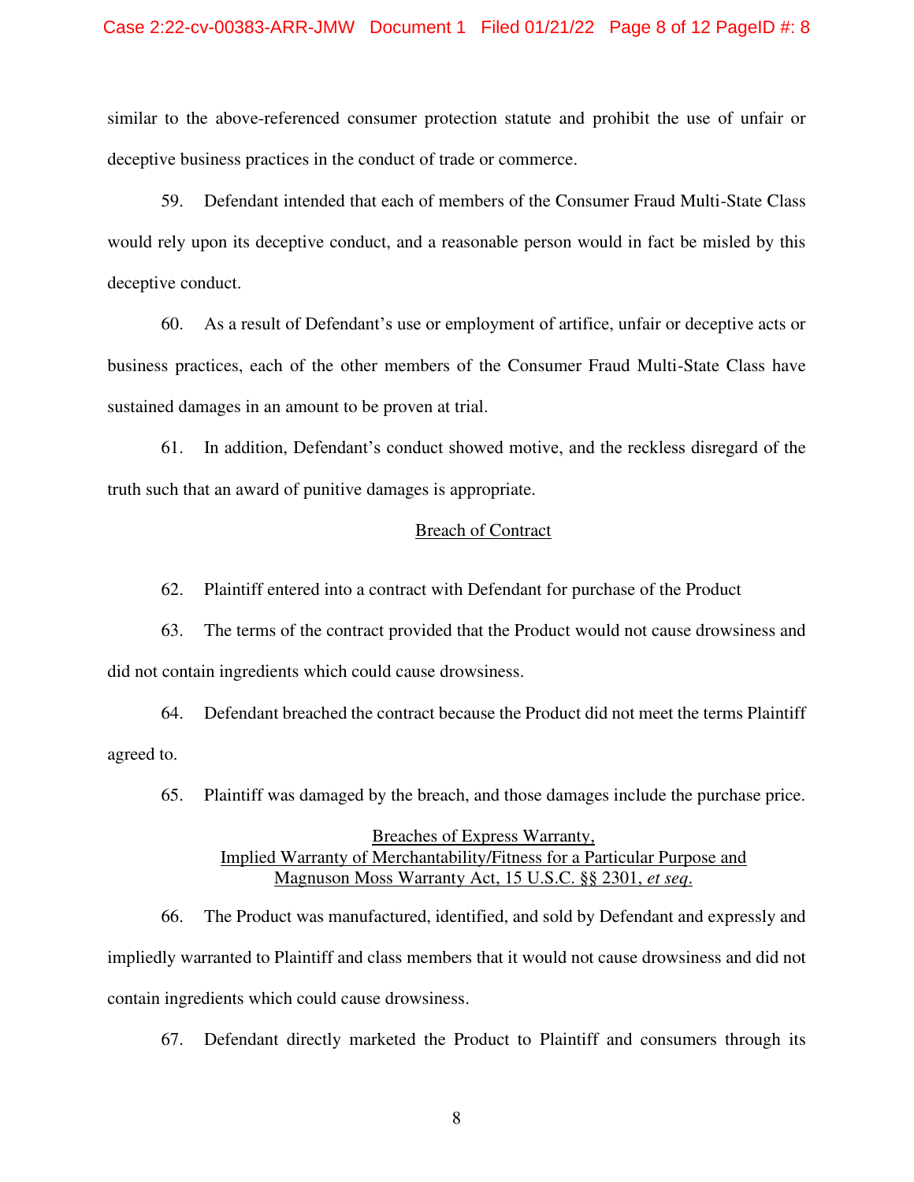similar to the above-referenced consumer protection statute and prohibit the use of unfair or deceptive business practices in the conduct of trade or commerce.

59. Defendant intended that each of members of the Consumer Fraud Multi-State Class would rely upon its deceptive conduct, and a reasonable person would in fact be misled by this deceptive conduct.

60. As a result of Defendant's use or employment of artifice, unfair or deceptive acts or business practices, each of the other members of the Consumer Fraud Multi-State Class have sustained damages in an amount to be proven at trial.

61. In addition, Defendant's conduct showed motive, and the reckless disregard of the truth such that an award of punitive damages is appropriate.

<u>Breach of Contract</u>

62. Plaintiff entered into a contract with Defendant for purchase of the Product

63. The terms of the contract provided that the Product would not cause drowsiness and did not contain ingredients which could cause drowsiness.

64. Defendant breached the contract because the Product did not meet the terms Plaintiff agreed to.

65. Plaintiff was damaged by the breach, and those damages include the purchase price.

<u>Breaches of Express Warranty,</u>
<u>Implied Warranty of Merchantability/Fitness for a Particular Purpose and</u>
<u>Magnuson Moss Warranty Act, 15 U.S.C. §§ 2301, *et seq*.</u>

66. The Product was manufactured, identified, and sold by Defendant and expressly and impliedly warranted to Plaintiff and class members that it would not cause drowsiness and did not contain ingredients which could cause drowsiness.

67. Defendant directly marketed the Product to Plaintiff and consumers through its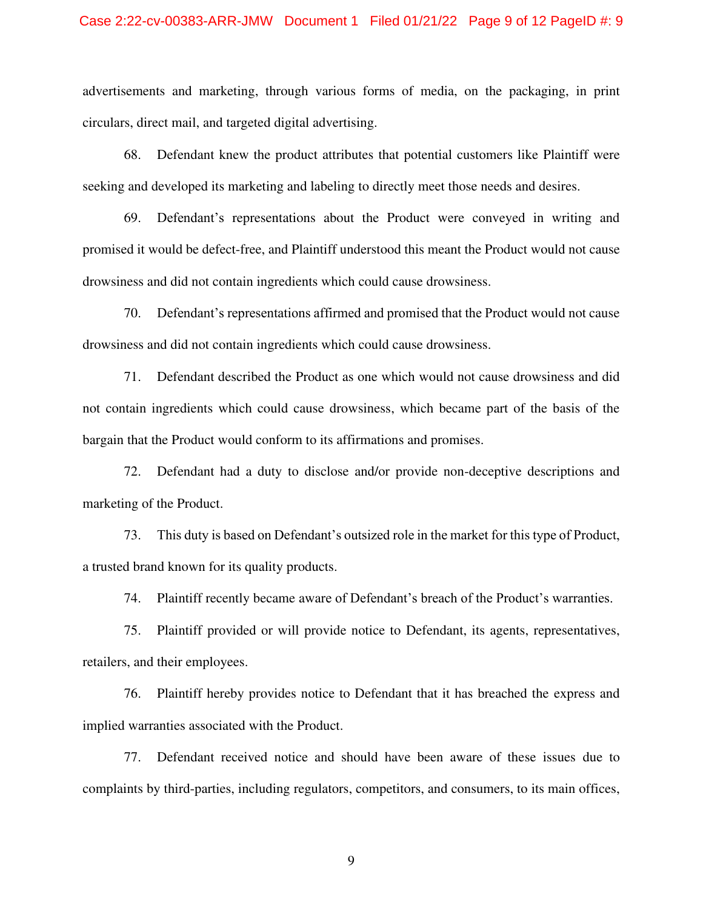advertisements and marketing, through various forms of media, on the packaging, in print circulars, direct mail, and targeted digital advertising.

68. Defendant knew the product attributes that potential customers like Plaintiff were seeking and developed its marketing and labeling to directly meet those needs and desires.

69. Defendant's representations about the Product were conveyed in writing and promised it would be defect-free, and Plaintiff understood this meant the Product would not cause drowsiness and did not contain ingredients which could cause drowsiness.

70. Defendant's representations affirmed and promised that the Product would not cause drowsiness and did not contain ingredients which could cause drowsiness.

71. Defendant described the Product as one which would not cause drowsiness and did not contain ingredients which could cause drowsiness, which became part of the basis of the bargain that the Product would conform to its affirmations and promises.

72. Defendant had a duty to disclose and/or provide non-deceptive descriptions and marketing of the Product.

73. This duty is based on Defendant's outsized role in the market for this type of Product, a trusted brand known for its quality products.

74. Plaintiff recently became aware of Defendant's breach of the Product's warranties.

75. Plaintiff provided or will provide notice to Defendant, its agents, representatives, retailers, and their employees.

76. Plaintiff hereby provides notice to Defendant that it has breached the express and implied warranties associated with the Product.

77. Defendant received notice and should have been aware of these issues due to complaints by third-parties, including regulators, competitors, and consumers, to its main offices,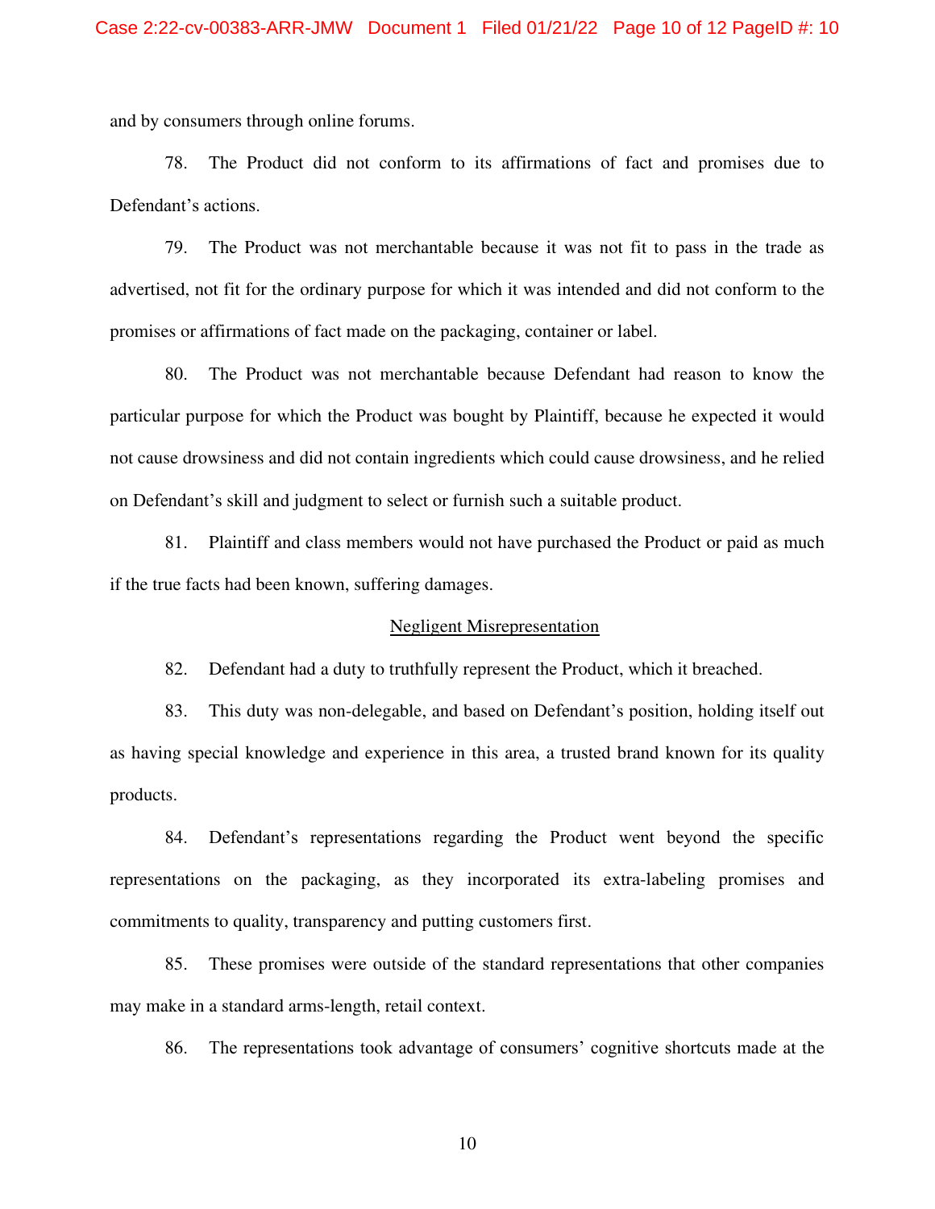and by consumers through online forums.

78. The Product did not conform to its affirmations of fact and promises due to Defendant's actions.

79. The Product was not merchantable because it was not fit to pass in the trade as advertised, not fit for the ordinary purpose for which it was intended and did not conform to the promises or affirmations of fact made on the packaging, container or label.

80. The Product was not merchantable because Defendant had reason to know the particular purpose for which the Product was bought by Plaintiff, because he expected it would not cause drowsiness and did not contain ingredients which could cause drowsiness, and he relied on Defendant's skill and judgment to select or furnish such a suitable product.

81. Plaintiff and class members would not have purchased the Product or paid as much if the true facts had been known, suffering damages.

<u>Negligent Misrepresentation</u>

82. Defendant had a duty to truthfully represent the Product, which it breached.

83. This duty was non-delegable, and based on Defendant's position, holding itself out as having special knowledge and experience in this area, a trusted brand known for its quality products.

84. Defendant's representations regarding the Product went beyond the specific representations on the packaging, as they incorporated its extra-labeling promises and commitments to quality, transparency and putting customers first.

85. These promises were outside of the standard representations that other companies may make in a standard arms-length, retail context.

86. The representations took advantage of consumers' cognitive shortcuts made at the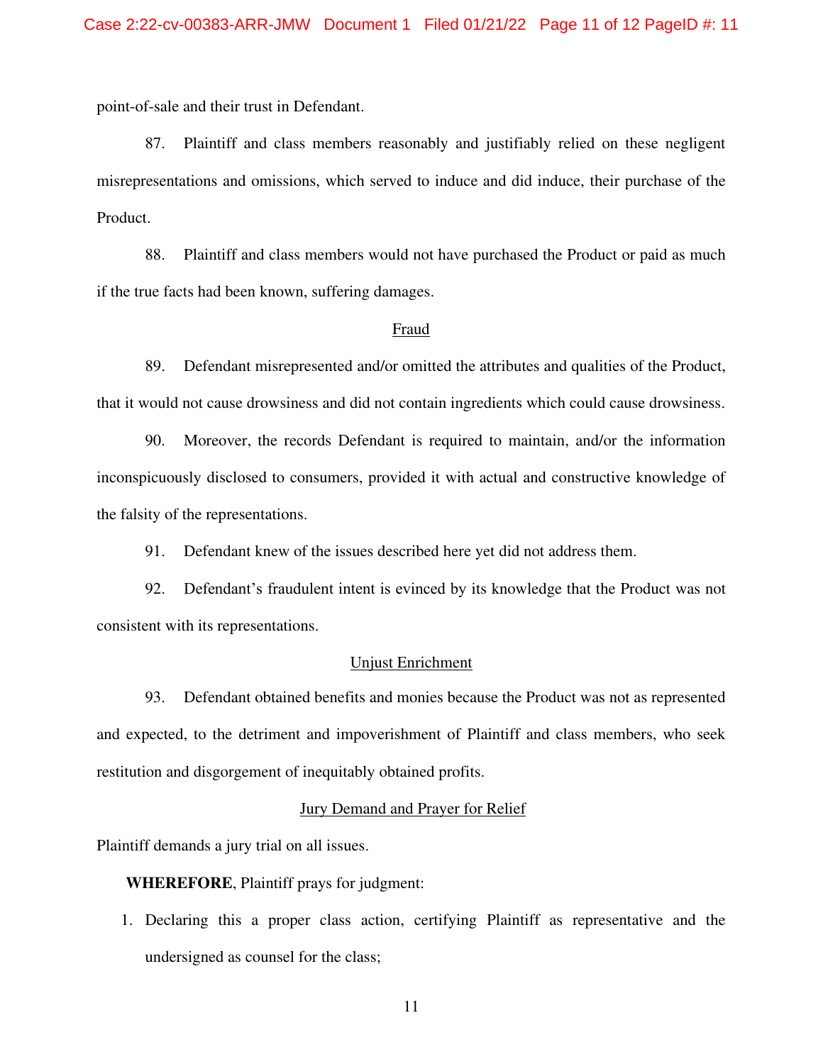point-of-sale and their trust in Defendant.

87. Plaintiff and class members reasonably and justifiably relied on these negligent misrepresentations and omissions, which served to induce and did induce, their purchase of the Product.

88. Plaintiff and class members would not have purchased the Product or paid as much if the true facts had been known, suffering damages.

Fraud

89. Defendant misrepresented and/or omitted the attributes and qualities of the Product, that it would not cause drowsiness and did not contain ingredients which could cause drowsiness.

90. Moreover, the records Defendant is required to maintain, and/or the information inconspicuously disclosed to consumers, provided it with actual and constructive knowledge of the falsity of the representations.

91. Defendant knew of the issues described here yet did not address them.

92. Defendant's fraudulent intent is evinced by its knowledge that the Product was not consistent with its representations.

Unjust Enrichment

93. Defendant obtained benefits and monies because the Product was not as represented and expected, to the detriment and impoverishment of Plaintiff and class members, who seek restitution and disgorgement of inequitably obtained profits.

Jury Demand and Prayer for Relief

Plaintiff demands a jury trial on all issues.

**WHEREFORE**, Plaintiff prays for judgment:

1. Declaring this a proper class action, certifying Plaintiff as representative and the undersigned as counsel for the class;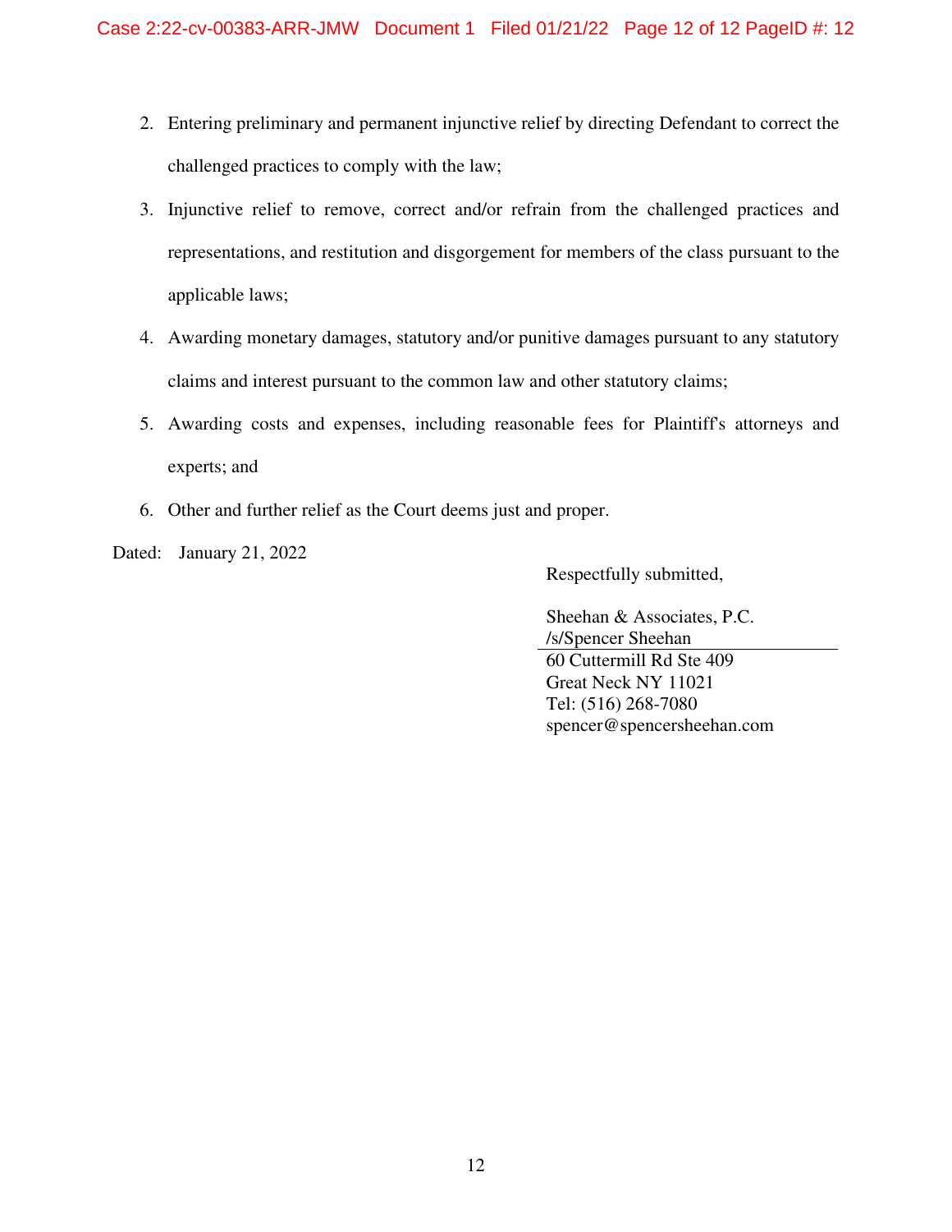2. Entering preliminary and permanent injunctive relief by directing Defendant to correct the challenged practices to comply with the law;
3. Injunctive relief to remove, correct and/or refrain from the challenged practices and representations, and restitution and disgorgement for members of the class pursuant to the applicable laws;
4. Awarding monetary damages, statutory and/or punitive damages pursuant to any statutory claims and interest pursuant to the common law and other statutory claims;
5. Awarding costs and expenses, including reasonable fees for Plaintiff's attorneys and experts; and
6. Other and further relief as the Court deems just and proper.

Dated: January 21, 2022

Respectfully submitted,

Sheehan & Associates, P.C.
/s/Spencer Sheehan
60 Cuttermill Rd Ste 409
Great Neck NY 11021
Tel: (516) 268-7080
spencer@spencersheehan.com